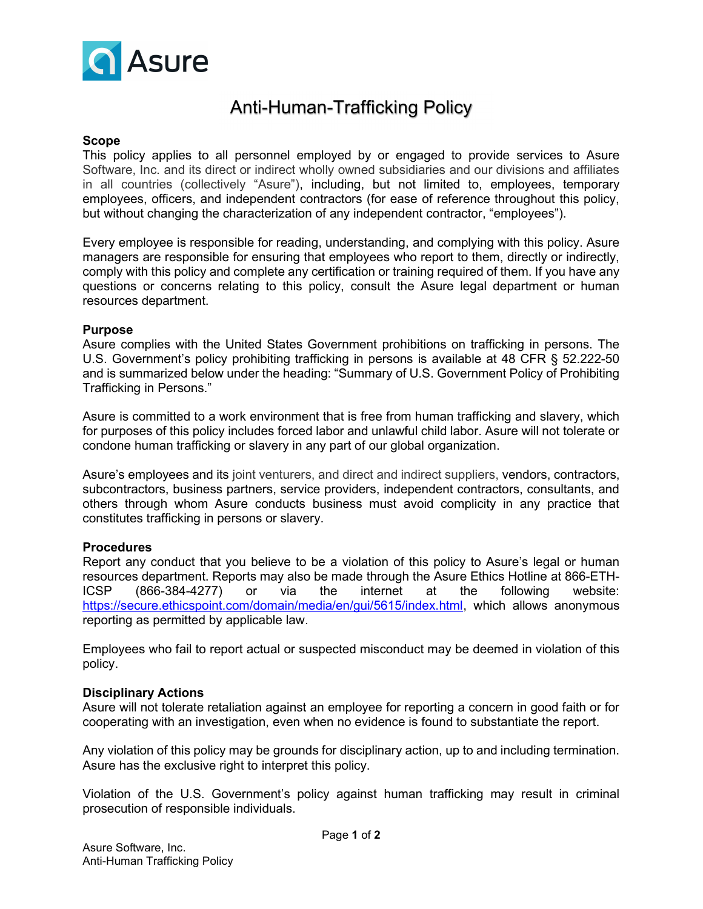# Anti-Human-Trafficking Policy

## Scope

This policy applies to all personnel employed by or engaged to provide services to Asure Software, Inc. and its direct or indirect wholly owned subsidiaries and our divisions and affiliates in all countries (collectively "Asure"), including, but not limited to, employees, temporary employees, officers, and independent contractors (for ease of reference throughout this policy, but without changing the characterization of any independent contractor, "employees").

Every employee is responsible for reading, understanding, and complying with this policy. Asure managers are responsible for ensuring that employees who report to them, directly or indirectly, comply with this policy and complete any certification or training required of them. If you have any questions or concerns relating to this policy, consult the Asure legal department or human resources department.

## Purpose

Asure complies with the United States Government prohibitions on trafficking in persons. The U.S. Government's policy prohibiting trafficking in persons is available at 48 CFR § 52.222-50 and is summarized below under the heading: "Summary of U.S. Government Policy of Prohibiting Trafficking in Persons."

Asure is committed to a work environment that is free from human trafficking and slavery, which for purposes of this policy includes forced labor and unlawful child labor. Asure will not tolerate or condone human trafficking or slavery in any part of our global organization.

Asure's employees and its joint venturers, and direct and indirect suppliers, vendors, contractors, subcontractors, business partners, service providers, independent contractors, consultants, and others through whom Asure conducts business must avoid complicity in any practice that constitutes trafficking in persons or slavery.

## Procedures

Report any conduct that you believe to be a violation of this policy to Asure's legal or human resources department. Reports may also be made through the Asure Ethics Hotline at 866-ETH-ICSP (866-384-4277) or via the internet at the following website: https://secure.ethicspoint.com/domain/media/en/gui/5615/index.html, which allows anonymous reporting as permitted by applicable law.

Employees who fail to report actual or suspected misconduct may be deemed in violation of this policy.

## Disciplinary Actions

Asure will not tolerate retaliation against an employee for reporting a concern in good faith or for cooperating with an investigation, even when no evidence is found to substantiate the report.

Any violation of this policy may be grounds for disciplinary action, up to and including termination. Asure has the exclusive right to interpret this policy.

Violation of the U.S. Government's policy against human trafficking may result in criminal prosecution of responsible individuals.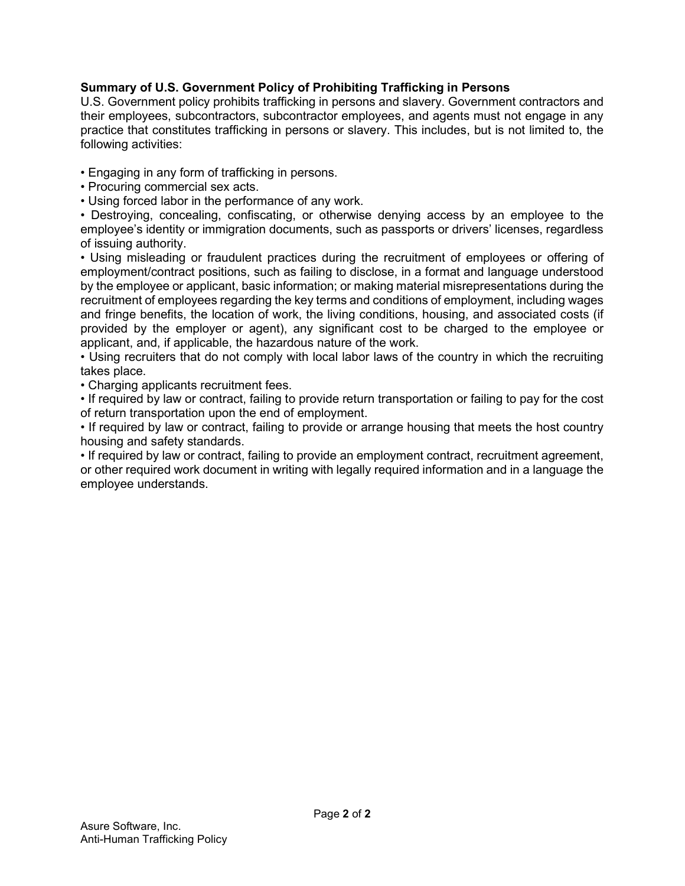**Summary of U.S. Government Policy of Prohibiting Trafficking in Persons**

U.S. Government policy prohibits trafficking in persons and slavery. Government contractors and their employees, subcontractors, subcontractor employees, and agents must not engage in any practice that constitutes trafficking in persons or slavery. This includes, but is not limited to, the following activities:

- Engaging in any form of trafficking in persons.
- Procuring commercial sex acts.
- Using forced labor in the performance of any work.
- Destroying, concealing, confiscating, or otherwise denying access by an employee to the employee's identity or immigration documents, such as passports or drivers' licenses, regardless of issuing authority.
- Using misleading or fraudulent practices during the recruitment of employees or offering of employment/contract positions, such as failing to disclose, in a format and language understood by the employee or applicant, basic information; or making material misrepresentations during the recruitment of employees regarding the key terms and conditions of employment, including wages and fringe benefits, the location of work, the living conditions, housing, and associated costs (if provided by the employer or agent), any significant cost to be charged to the employee or applicant, and, if applicable, the hazardous nature of the work.
- Using recruiters that do not comply with local labor laws of the country in which the recruiting takes place.
- Charging applicants recruitment fees.
- If required by law or contract, failing to provide return transportation or failing to pay for the cost of return transportation upon the end of employment.
- If required by law or contract, failing to provide or arrange housing that meets the host country housing and safety standards.
- If required by law or contract, failing to provide an employment contract, recruitment agreement, or other required work document in writing with legally required information and in a language the employee understands.